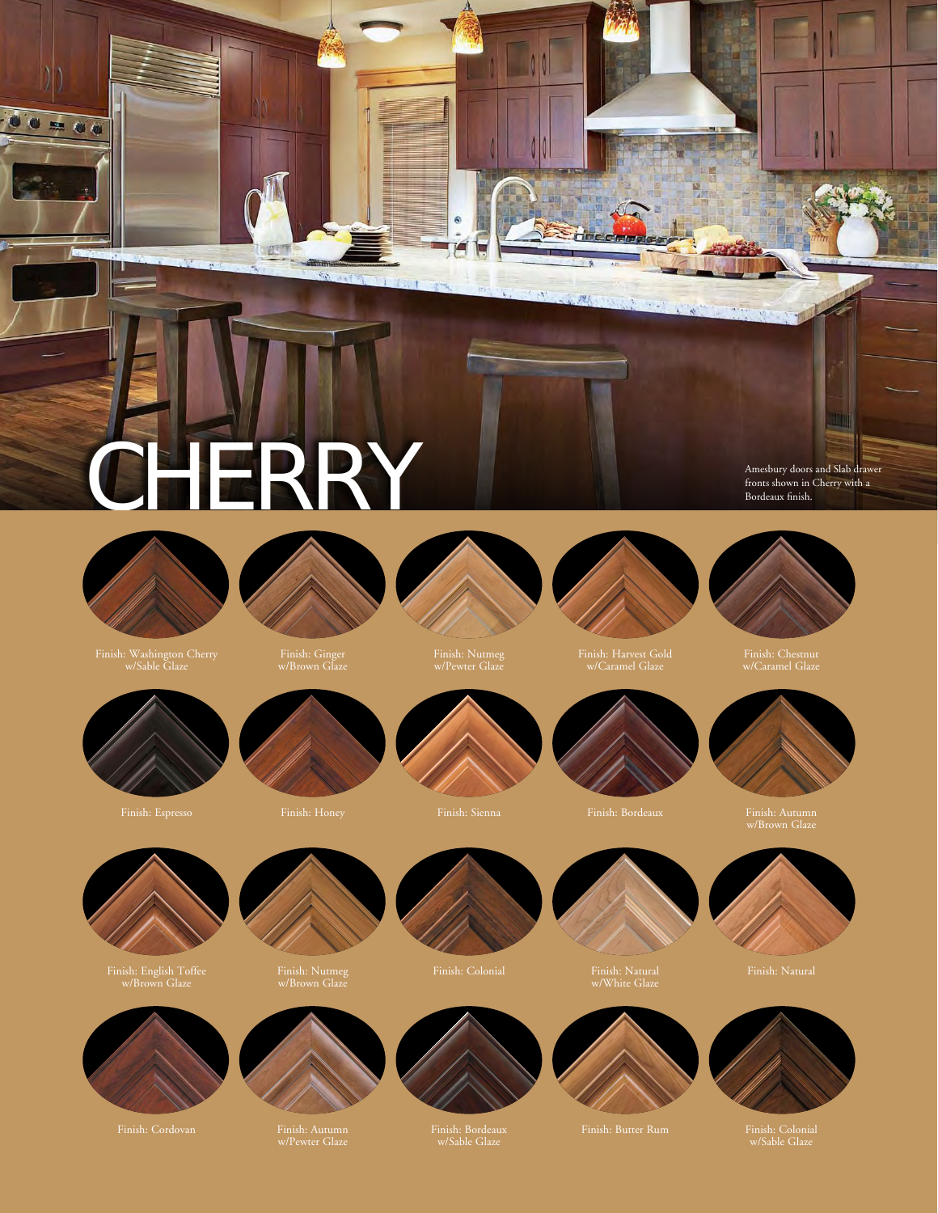# CHERRY

Amesbury doors and Slab drawer fronts shown in Cherry with a Bordeaux finish.

Finish: Washington Cherry w/Sable Glaze

Finish: Ginger w/Brown Glaze

Finish: Nutmeg w/Pewter Glaze

Finish: Harvest Gold w/Caramel Glaze

Finish: Chestnut w/Caramel Glaze

Finish: Espresso

Finish: Honey

Finish: Sienna

Finish: Bordeaux

Finish: Autumn w/Brown Glaze

Finish: English Toffee w/Brown Glaze

Finish: Nutmeg w/Brown Glaze

Finish: Colonial

Finish: Natural w/White Glaze

Finish: Natural

Finish: Cordovan

Finish: Autumn w/Pewter Glaze

Finish: Bordeaux w/Sable Glaze

Finish: Butter Rum

Finish: Colonial w/Sable Glaze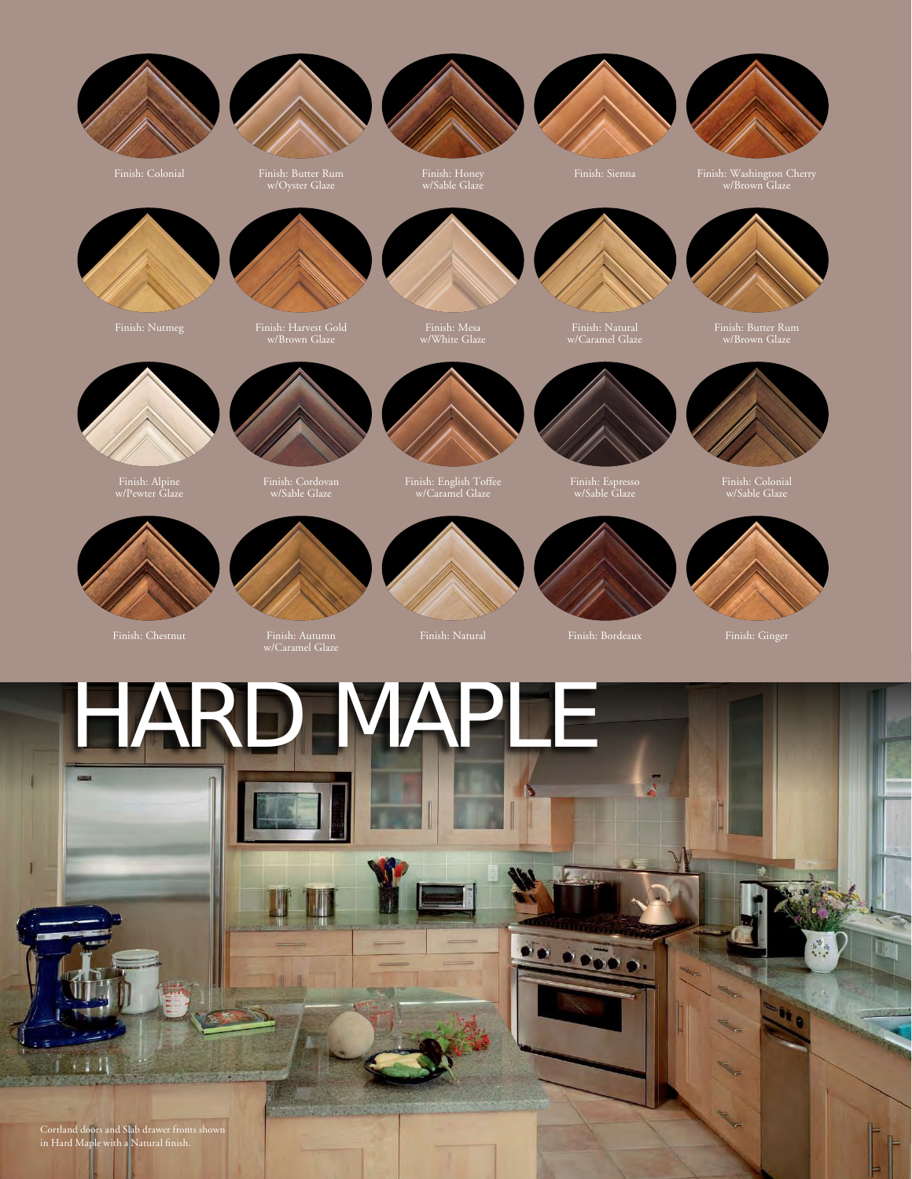Finish: Colonial

Finish: Butter Rum w/Oyster Glaze

Finish: Honey w/Sable Glaze

Finish: Sienna

Finish: Washington Cherry w/Brown Glaze

Finish: Nutmeg

Finish: Harvest Gold w/Brown Glaze

Finish: Mesa w/White Glaze

Finish: Natural w/Caramel Glaze

Finish: Butter Rum w/Brown Glaze

Finish: Alpine w/Pewter Glaze

Finish: Cordovan w/Sable Glaze

Finish: English Toffee w/Caramel Glaze

Finish: Espresso w/Sable Glaze

Finish: Colonial w/Sable Glaze

Finish: Chestnut

Finish: Autumn w/Caramel Glaze

Finish: Natural

Finish: Bordeaux

Finish: Ginger

# HARD MAPLE

Cortland doors and Slab drawer fronts shown in Hard Maple with a Natural finish.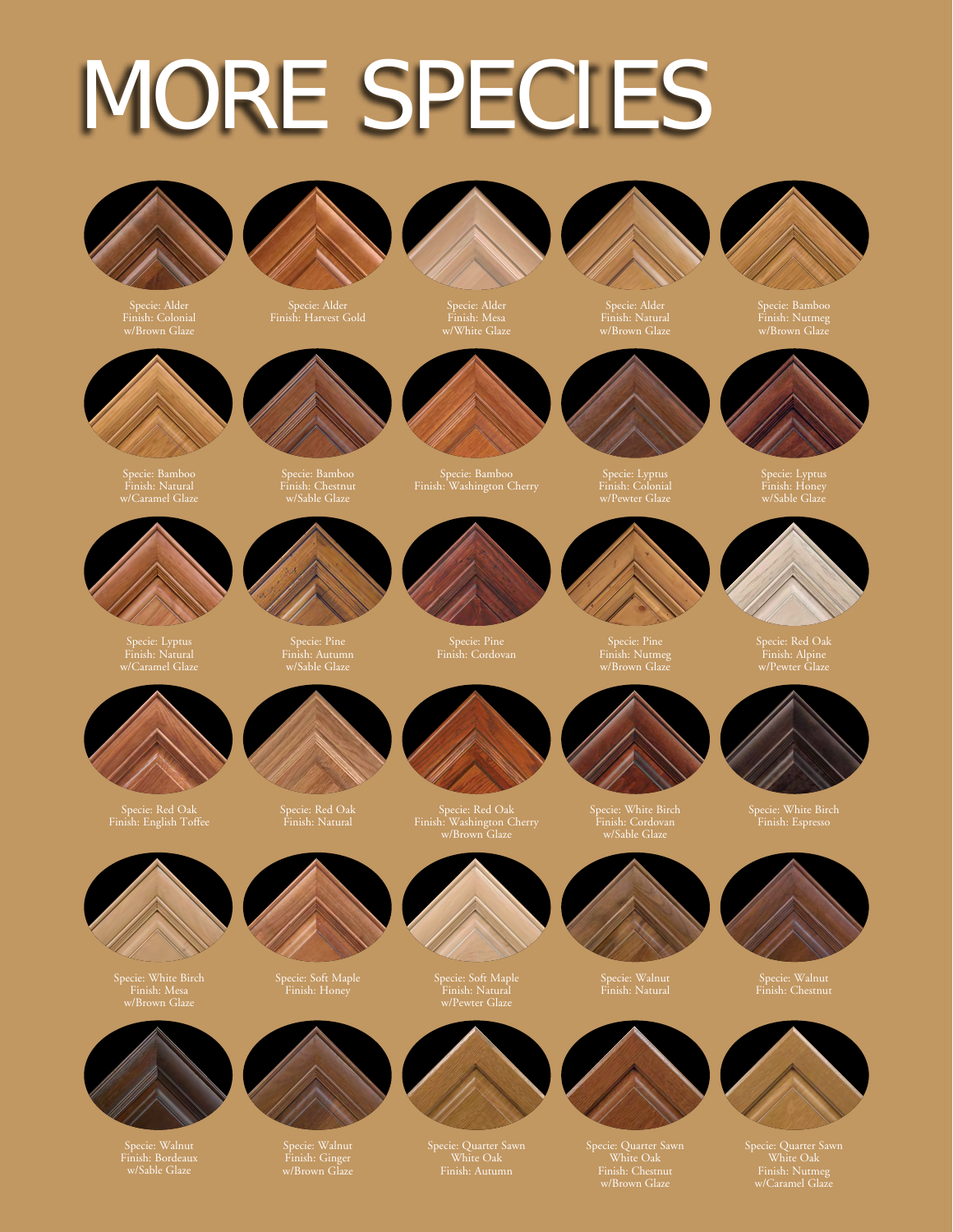# MORE SPECIES

Specie: Alder
Finish: Colonial
w/Brown Glaze

Specie: Alder
Finish: Harvest Gold

Specie: Alder
Finish: Mesa
w/White Glaze

Specie: Alder
Finish: Natural
w/Brown Glaze

Specie: Bamboo
Finish: Nutmeg
w/Brown Glaze

Specie: Bamboo
Finish: Natural
w/Caramel Glaze

Specie: Bamboo
Finish: Chestnut
w/Sable Glaze

Specie: Bamboo
Finish: Washington Cherry

Specie: Lyptus
Finish: Colonial
w/Pewter Glaze

Specie: Lyptus
Finish: Honey
w/Sable Glaze

Specie: Lyptus
Finish: Natural
w/Caramel Glaze

Specie: Pine
Finish: Autumn
w/Sable Glaze

Specie: Pine
Finish: Cordovan

Specie: Pine
Finish: Nutmeg
w/Brown Glaze

Specie: Red Oak
Finish: Alpine
w/Pewter Glaze

Specie: Red Oak
Finish: English Toffee

Specie: Red Oak
Finish: Natural

Specie: Red Oak
Finish: Washington Cherry
w/Brown Glaze

Specie: White Birch
Finish: Cordovan
w/Sable Glaze

Specie: White Birch
Finish: Espresso

Specie: White Birch
Finish: Mesa
w/Brown Glaze

Specie: Soft Maple
Finish: Honey

Specie: Soft Maple
Finish: Natural
w/Pewter Glaze

Specie: Walnut
Finish: Natural

Specie: Walnut
Finish: Chestnut

Specie: Walnut
Finish: Bordeaux
w/Sable Glaze

Specie: Walnut
Finish: Ginger
w/Brown Glaze

Specie: Quarter Sawn
White Oak
Finish: Autumn

Specie: Quarter Sawn
White Oak
Finish: Chestnut
w/Brown Glaze

Specie: Quarter Sawn
White Oak
Finish: Nutmeg
w/Caramel Glaze